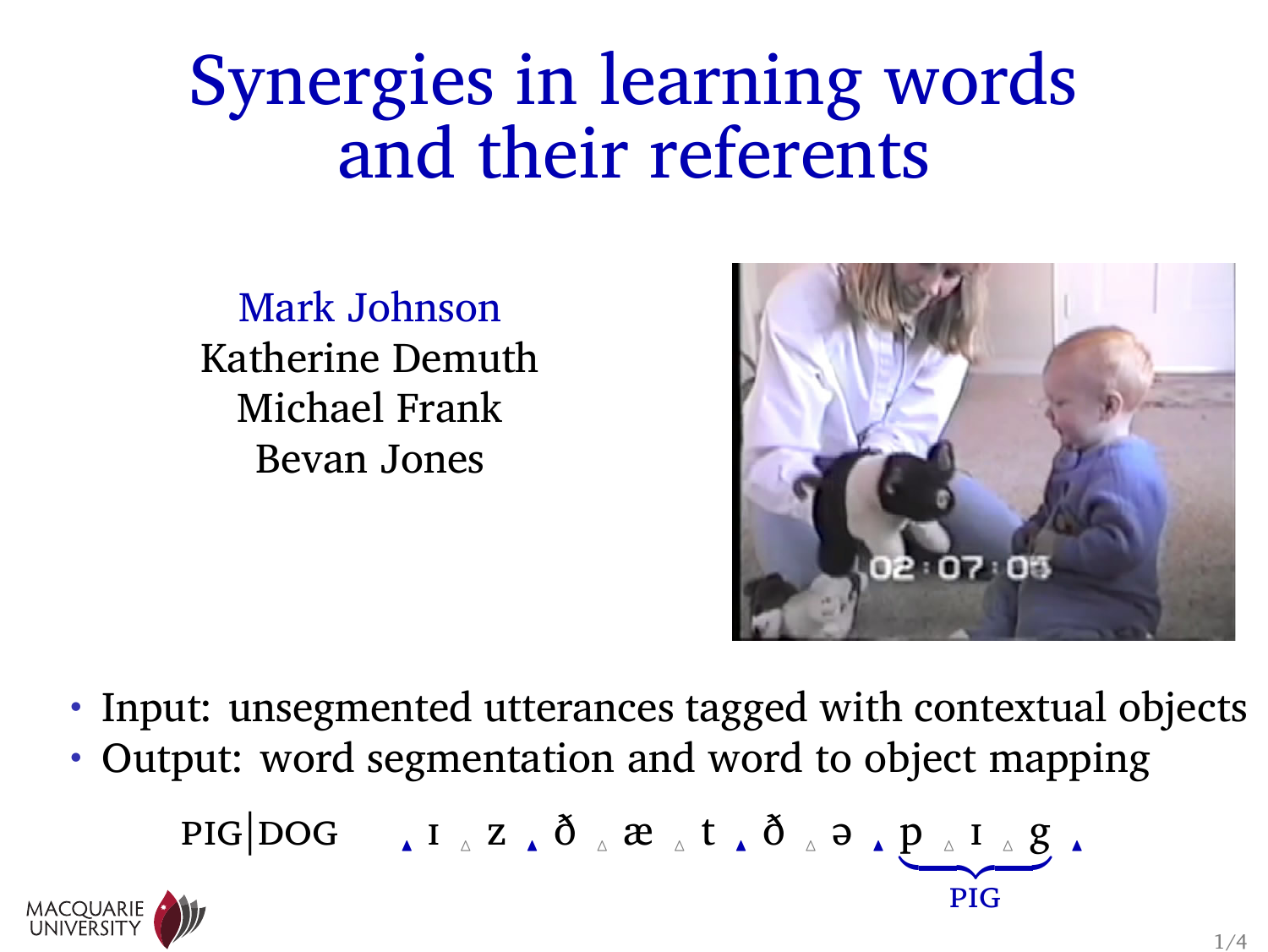# Synergies in learning words and their referents

Mark Johnson
Katherine Demuth
Michael Frank
Bevan Jones

- Input: unsegmented utterances tagged with contextual objects
- Output: word segmentation and word to object mapping

PIG|DOG ▴ ɪ △ z ▴ ð △ æ △ t ▴ ð △ ə ▴ p △ ɪ △ g ▴

PIG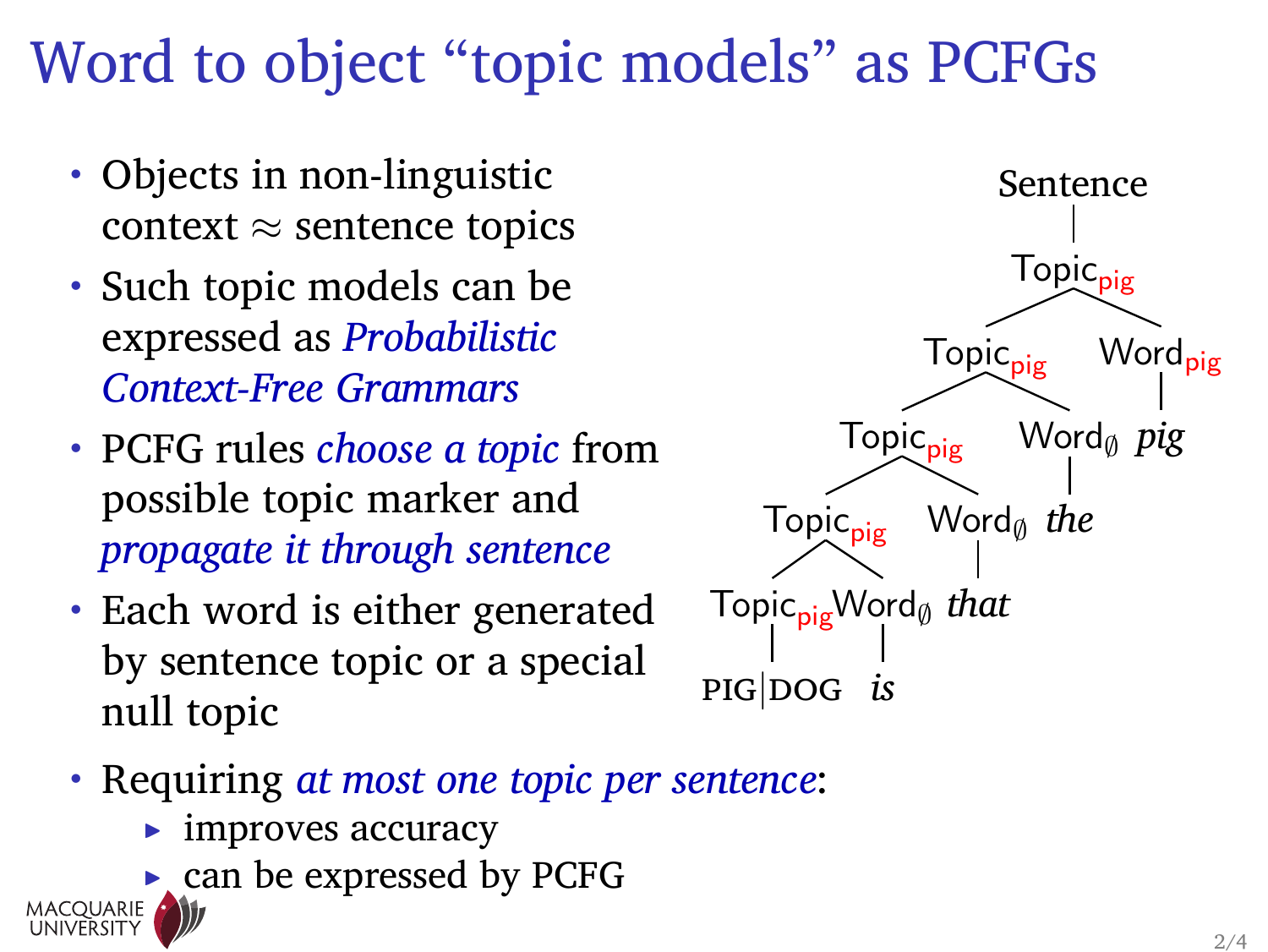# Word to object "topic models" as PCFGs

- Objects in non-linguistic context $\approx$ sentence topics
- Such topic models can be expressed as *Probabilistic Context-Free Grammars*
- PCFG rules *choose a topic* from possible topic marker and *propagate it through sentence*
- Each word is either generated by sentence topic or a special null topic

```
Sentence
└── Topic_pig
    ├── Topic_pig
    │   ├── Topic_pig
    │   │   ├── Topic_pig
    │   │   │   ├── Topic_pig
    │   │   │   │   └── PIG|DOG
    │   │   │   └── Word_∅
    │   │   │       └── is
    │   │   └── Word_∅
    │   │       └── that
    │   └── Word_∅
    │       └── the
    └── Word_pig
        └── pig
```

- Requiring *at most one topic per sentence*:
  - improves accuracy
  - can be expressed by PCFG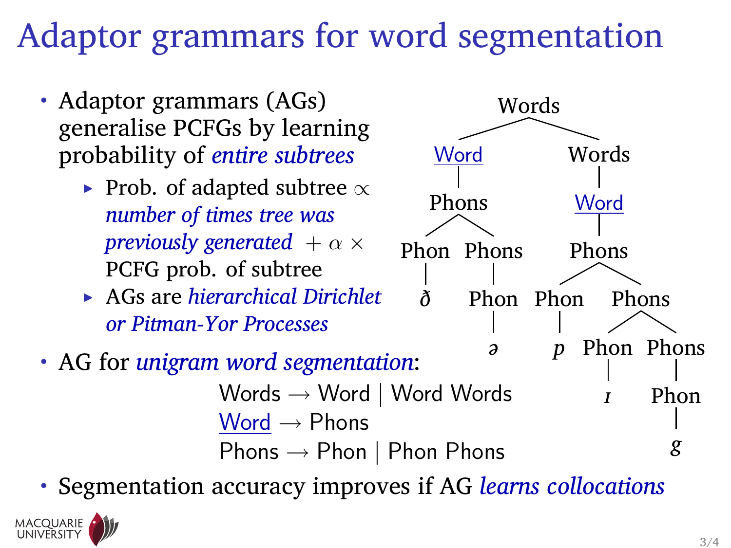# Adaptor grammars for word segmentation

- Adaptor grammars (AGs) generalise PCFGs by learning probability of *entire subtrees*
  - Prob. of adapted subtree $\propto$ *number of times tree was previously generated* $+ \alpha \times$ PCFG prob. of subtree
  - AGs are *hierarchical Dirichlet or Pitman-Yor Processes*
- AG for *unigram word segmentation*:

  Words → Word | Word Words
  Word → Phons
  Phons → Phon | Phon Phons

- Segmentation accuracy improves if AG *learns collocations*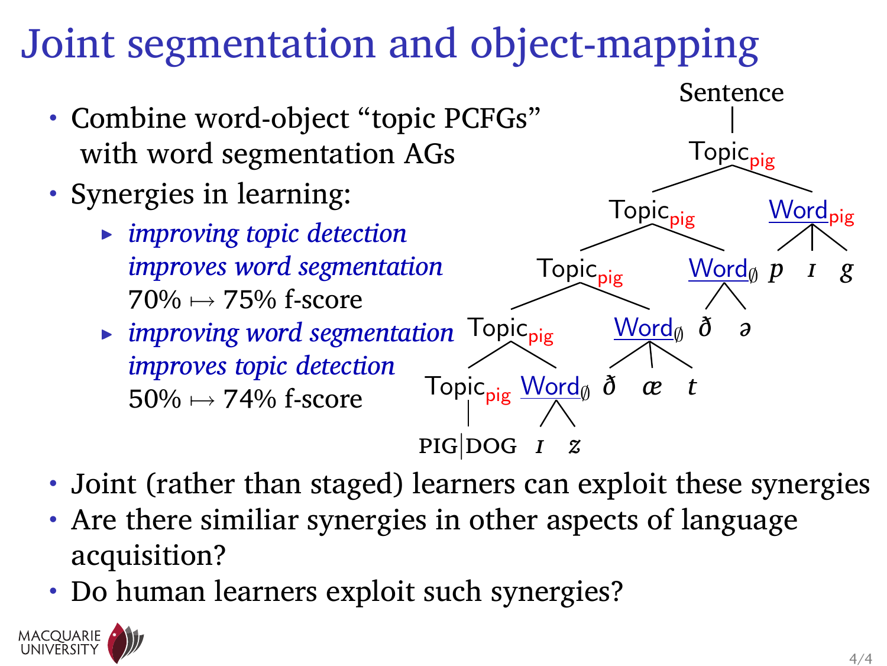# Joint segmentation and object-mapping

- Combine word-object "topic PCFGs" with word segmentation AGs
- Synergies in learning:
  - *improving topic detection improves word segmentation*
    70% ↦ 75% f-score
  - *improving word segmentation improves topic detection*
    50% ↦ 74% f-score

Sentence

$\text{Topic}_{\text{pig}}$

$\text{Word}_{\text{pig}}$ p ɪ g

$\text{Word}_{\emptyset}$ ð ə

$\text{Word}_{\emptyset}$ ð æ t

$\text{Word}_{\emptyset}$ ɪ z

PIG|DOG

- Joint (rather than staged) learners can exploit these synergies
- Are there similiar synergies in other aspects of language acquisition?
- Do human learners exploit such synergies?